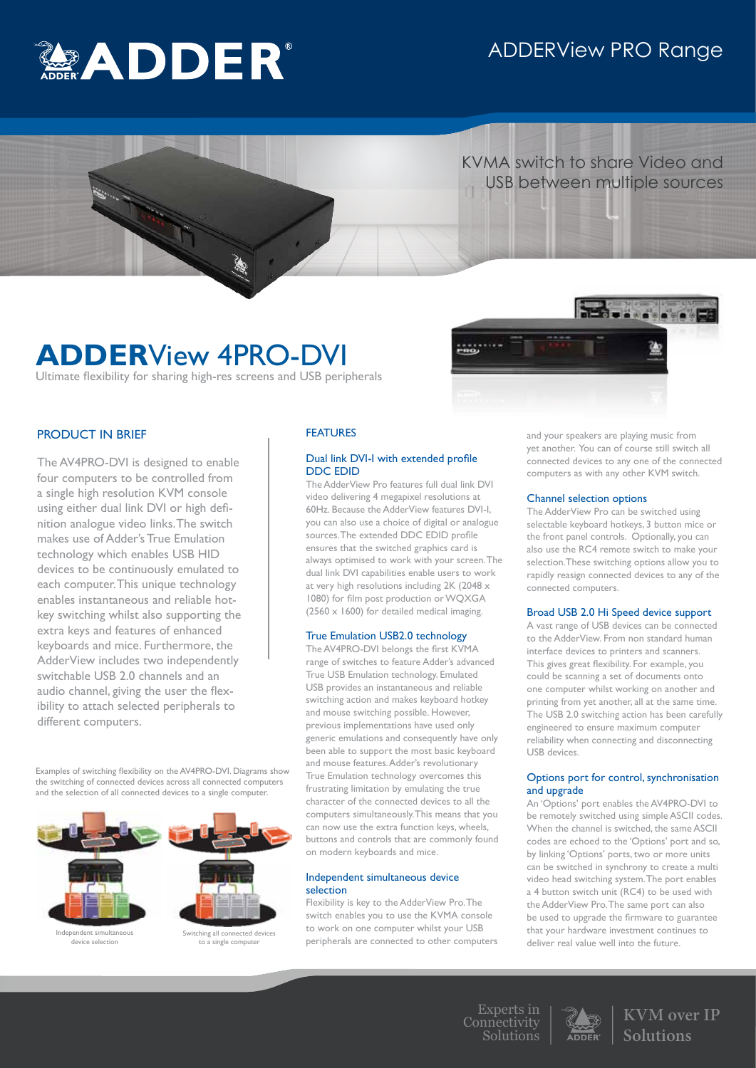# ADDER

ADDERView PRO Range

KVMA switch to share Video and USB between multiple sources

# ADDERView 4PRO-DVI

Ultimate flexibility for sharing high-res screens and USB peripherals

## PRODUCT IN BRIEF

The AV4PRO-DVI is designed to enable four computers to be controlled from a single high resolution KVM console using either dual link DVI or high definition analogue video links. The switch makes use of Adder's True Emulation technology which enables USB HID devices to be continuously emulated to each computer. This unique technology enables instantaneous and reliable hotkey switching whilst also supporting the extra keys and features of enhanced keyboards and mice. Furthermore, the AdderView includes two independently switchable USB 2.0 channels and an audio channel, giving the user the flexibility to attach selected peripherals to different computers.

Examples of switching flexibility on the AV4PRO-DVI. Diagrams show the switching of connected devices across all connected computers and the selection of all connected devices to a single computer.

Independent simultaneous device selection

Switching all connected devices to a single computer

## FEATURES

### Dual link DVI-I with extended profile DDC EDID

The AdderView Pro features full dual link DVI video delivering 4 megapixel resolutions at 60Hz. Because the AdderView features DVI-I, you can also use a choice of digital or analogue sources. The extended DDC EDID profile ensures that the switched graphics card is always optimised to work with your screen. The dual link DVI capabilities enable users to work at very high resolutions including 2K (2048 x 1080) for film post production or WQXGA (2560 x 1600) for detailed medical imaging.

### True Emulation USB2.0 technology

The AV4PRO-DVI belongs the first KVMA range of switches to feature Adder's advanced True USB Emulation technology. Emulated USB provides an instantaneous and reliable switching action and makes keyboard hotkey and mouse switching possible. However, previous implementations have used only generic emulations and consequently have only been able to support the most basic keyboard and mouse features. Adder's revolutionary True Emulation technology overcomes this frustrating limitation by emulating the true character of the connected devices to all the computers simultaneously. This means that you can now use the extra function keys, wheels, buttons and controls that are commonly found on modern keyboards and mice.

### Independent simultaneous device selection

Flexibility is key to the AdderView Pro. The switch enables you to use the KVMA console to work on one computer whilst your USB peripherals are connected to other computers and your speakers are playing music from yet another. You can of course still switch all connected devices to any one of the connected computers as with any other KVM switch.

### Channel selection options

The AdderView Pro can be switched using selectable keyboard hotkeys, 3 button mice or the front panel controls. Optionally, you can also use the RC4 remote switch to make your reasignment. These switching options allow you to rapidly reasign connected devices to any of the connected computers.

### Broad USB 2.0 Hi Speed device support

A vast range of USB devices can be connected to the AdderView. From non standard human interface devices to printers and scanners. This gives great flexibility. For example, you could be scanning a set of documents onto one computer whilst working on another and printing from yet another, all at the same time. The USB 2.0 switching action has been carefully engineered to ensure maximum computer reliability when connecting and disconnecting USB devices.

### Options port for control, synchronisation and upgrade

An 'Options' port enables the AV4PRO-DVI to be remotely switched using simple ASCII codes. When the channel is switched, the same ASCII codes are echoed to the 'Options' port and so, by linking 'Options' ports, two or more units can be switched in synchrony to create a multi video head switching system. The port enables a 4 button switch unit (RC4) to be used with the AdderView Pro. The same port can also be used to upgrade the firmware to guarantee that your hardware investment continues to deliver real value well into the future.

Experts in Connectivity Solutions | ADDER | KVM over IP Solutions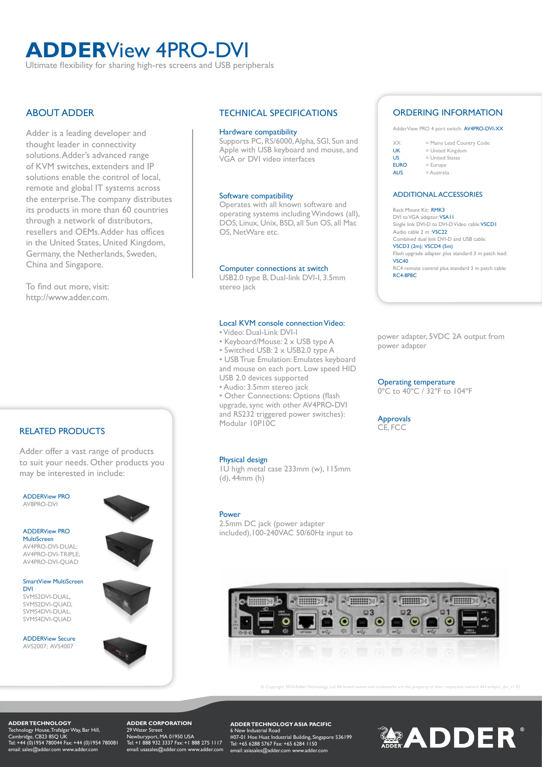# **ADDER**View 4PRO-DVI

Ultimate flexibility for sharing high-res screens and USB peripherals

## ABOUT ADDER

Adder is a leading developer and thought leader in connectivity solutions. Adder's advanced range of KVM switches, extenders and IP solutions enable the control of local, remote and global IT systems across the enterprise. The company distributes its products in more than 60 countries through a network of distributors, resellers and OEMs. Adder has offices in the United States, United Kingdom, Germany, the Netherlands, Sweden, China and Singapore.

To find out more, visit: http://www.adder.com.

## RELATED PRODUCTS

Adder offer a vast range of products to suit your needs. Other products you may be interested in include:

ADDERView PRO
AV8PRO-DVI

ADDERView PRO MultiScreen
AV4PRO-DVI-DUAL:
AV4PRO-DVI-TRIPLE;
AV4PRO-DVI-QUAD

SmartView MultiScreen DVI
SVMS2DVI-DUAL,
SVMS2DVI-QUAD,
SVMS4DVI-DUAL,
SVMS4DVI-QUAD

ADDERView Secure
AVS2007; AVS4007

## TECHNICAL SPECIFICATIONS

### Hardware compatibility
Supports PC, RS/6000, Alpha, SGI, Sun and Apple with USB keyboard and mouse, and VGA or DVI video interfaces

### Software compatibility
Operates with all known software and operating systems including Windows (all), DOS, Linux, Unix, BSD, all Sun OS, all Mac OS, NetWare etc.

### Computer connections at switch
USB2.0 type B, Dual-link DVI-I, 3.5mm stereo jack

### Local KVM console connection Video:
- Video: Dual-Link DVI-I
- Keyboard/Mouse: 2 x USB type A
- Switched USB: 2 x USB2.0 type A
- USB True Emulation: Emulates keyboard and mouse on each port. Low speed HID USB 2.0 devices supported
- Audio: 3.5mm stereo jack
- Other Connections: Options (flash upgrade, sync with other AV4PRO-DVI and RS232 triggered power switches): Modular 10P10C

### Physical design
1U high metal case 233mm (w), 115mm (d), 44mm (h)

### Power
2.5mm DC jack (power adapter included), 100-240VAC 50/60Hz input to power adapter, 5VDC 2A output from power adapter

### Operating temperature
0°C to 40°C / 32°F to 104°F

### Approvals
CE, FCC

## ORDERING INFORMATION

AdderView PRO 4 port switch: AV4PRO-DVI-XX

| | |
|---|---|
| XX | = Mains Lead Country Code: |
| UK | = United Kingdom |
| US | = United States |
| EURO | = Europe |
| AUS | = Australia |

## ADDITIONAL ACCESSORIES

Rack Mount Kit: RMK3
DVI to VGA adaptor: VSA11
Single link DVI-D to DVI-D Video cable: VSCD1
Audio cable 2 m : VSC22
Combined dual link DVI-D and USB cable: VSCD3 (2m); VSCD4 (5m)
Flash upgrade adapter plus standard 3 m patch lead: VSC40
RC4 remote control plus standard 3 m patch cable: RC4-8P8C

© Copyright 2010 Adder Technology Ltd. All brand names and trademarks are the property of their respective owners. AH-av4pro_dvi_v1.0D

**ADDER TECHNOLOGY**
Technology House, Trafalgar Way, Bar Hill, Cambridge, CB23 8SQ UK
Tel: +44 (0)1954 780044 Fax: +44 (0)1954 780081
email: sales@adder.com www.adder.com

**ADDER CORPORATION**
29 Water Street
Newburyport, MA 01950 USA
Tel: +1 888 932 3337 Fax: +1 888 275 1117
email: usasales@adder.com www.adder.com

**ADDER TECHNOLOGY ASIA PACIFIC**
6 New Industrial Road
#07-01 Hoe Huat Industrial Building, Singapore 536199
Tel: +65 6288 5767 Fax: +65 6284 1150
email: asiasales@adder.com www.adder.com